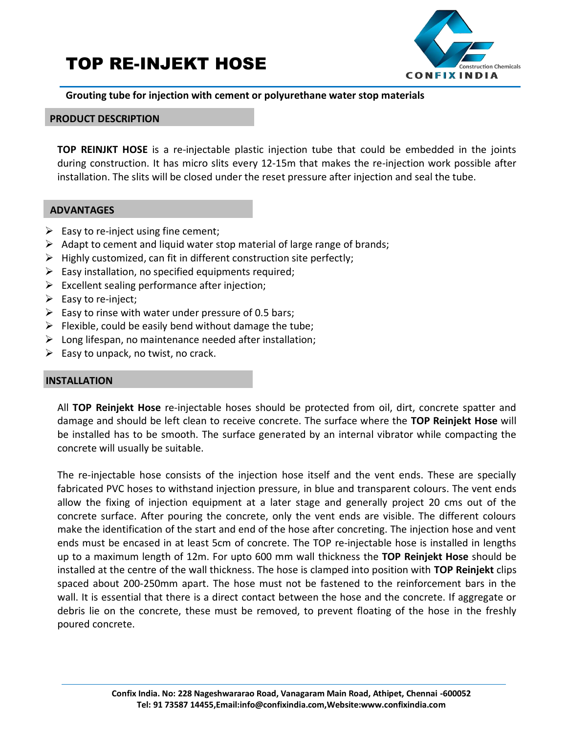# TOP RE-INJEKT HOSE

**Grouting tube for injection with cement or polyurethane water stop materials**

## PRODUCT DESCRIPTION

**TOP REINJKT HOSE** is a re-injectable plastic injection tube that could be embedded in the joints during construction. It has micro slits every 12-15m that makes the re-injection work possible after installation. The slits will be closed under the reset pressure after injection and seal the tube.

## ADVANTAGES

- Easy to re-inject using fine cement;
- Adapt to cement and liquid water stop material of large range of brands;
- Highly customized, can fit in different construction site perfectly;
- Easy installation, no specified equipments required;
- Excellent sealing performance after injection;
- Easy to re-inject;
- Easy to rinse with water under pressure of 0.5 bars;
- Flexible, could be easily bend without damage the tube;
- Long lifespan, no maintenance needed after installation;
- Easy to unpack, no twist, no crack.

## INSTALLATION

All **TOP Reinjekt Hose** re-injectable hoses should be protected from oil, dirt, concrete spatter and damage and should be left clean to receive concrete. The surface where the **TOP Reinjekt Hose** will be installed has to be smooth. The surface generated by an internal vibrator while compacting the concrete will usually be suitable.

The re-injectable hose consists of the injection hose itself and the vent ends. These are specially fabricated PVC hoses to withstand injection pressure, in blue and transparent colours. The vent ends allow the fixing of injection equipment at a later stage and generally project 20 cms out of the concrete surface. After pouring the concrete, only the vent ends are visible. The different colours make the identification of the start and end of the hose after concreting. The injection hose and vent ends must be encased in at least 5cm of concrete. The TOP re-injectable hose is installed in lengths up to a maximum length of 12m. For upto 600 mm wall thickness the **TOP Reinjekt Hose** should be installed at the centre of the wall thickness. The hose is clamped into position with **TOP Reinjekt** clips spaced about 200-250mm apart. The hose must not be fastened to the reinforcement bars in the wall. It is essential that there is a direct contact between the hose and the concrete. If aggregate or debris lie on the concrete, these must be removed, to prevent floating of the hose in the freshly poured concrete.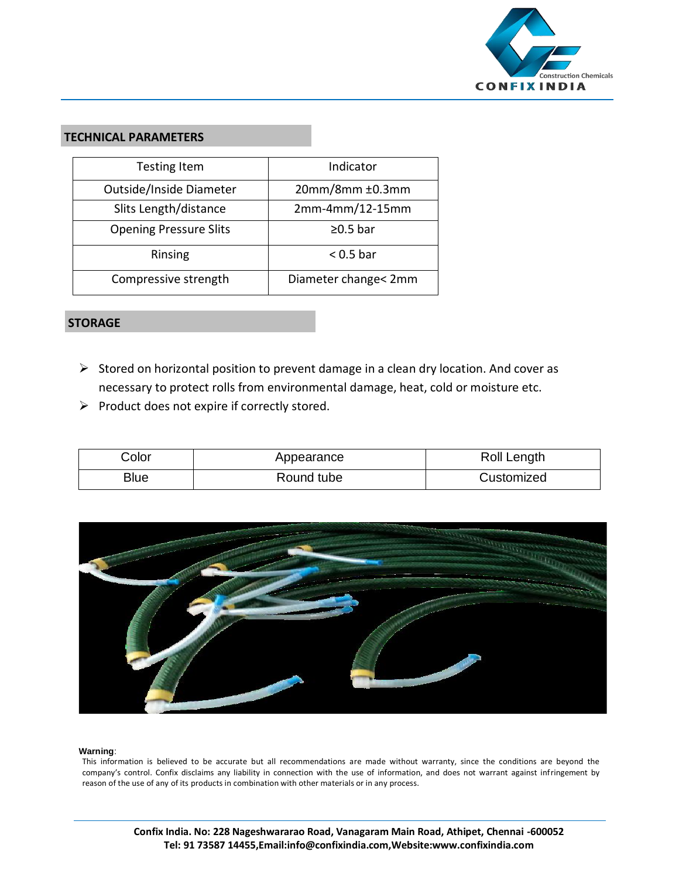## TECHNICAL PARAMETERS

| Testing Item | Indicator |
|---|---|
| Outside/Inside Diameter | 20mm/8mm ±0.3mm |
| Slits Length/distance | 2mm-4mm/12-15mm |
| Opening Pressure Slits | ≥0.5 bar |
| Rinsing | < 0.5 bar |
| Compressive strength | Diameter change< 2mm |

## STORAGE

- Stored on horizontal position to prevent damage in a clean dry location. And cover as necessary to protect rolls from environmental damage, heat, cold or moisture etc.
- Product does not expire if correctly stored.

| Color | Appearance | Roll Length |
|---|---|---|
| Blue | Round tube | Customized |

**Warning**:
This information is believed to be accurate but all recommendations are made without warranty, since the conditions are beyond the company's control. Confix disclaims any liability in connection with the use of information, and does not warrant against infringement by reason of the use of any of its products in combination with other materials or in any process.

**Confix India. No: 228 Nageshwararao Road, Vanagaram Main Road, Athipet, Chennai -600052**
**Tel: 91 73587 14455,Email:info@confixindia.com,Website:www.confixindia.com**